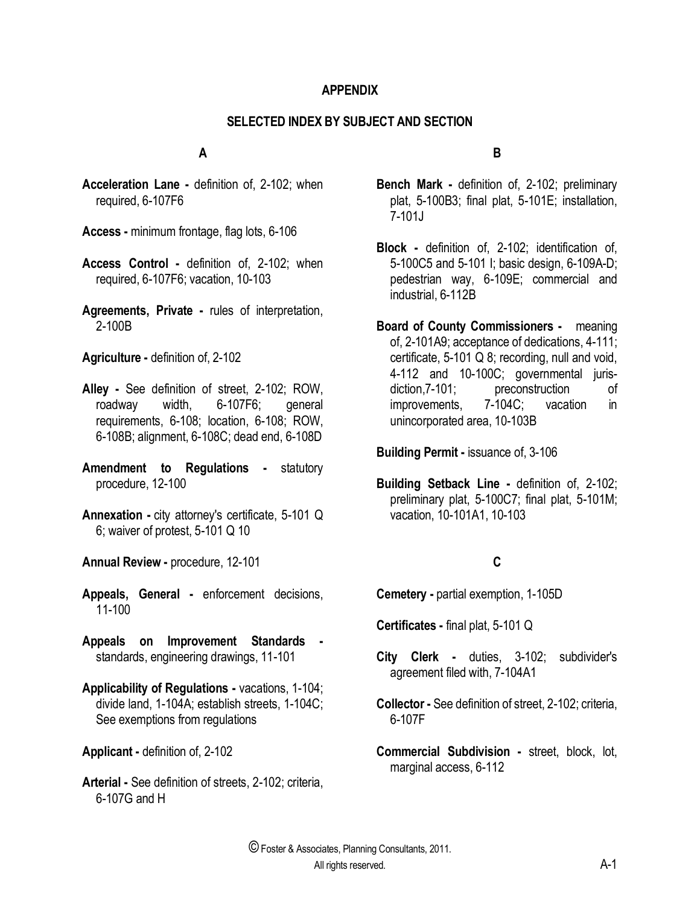## APPENDIX

### SELECTED INDEX BY SUBJECT AND SECTION

#### A

**Acceleration Lane -** definition of, 2-102; when required, 6-107F6

**Access -** minimum frontage, flag lots, 6-106

**Access Control -** definition of, 2-102; when required, 6-107F6; vacation, 10-103

**Agreements, Private -** rules of interpretation, 2-100B

**Agriculture -** definition of, 2-102

**Alley -** See definition of street, 2-102; ROW, roadway width, 6-107F6; general requirements, 6-108; location, 6-108; ROW, 6-108B; alignment, 6-108C; dead end, 6-108D

**Amendment to Regulations -** statutory procedure, 12-100

**Annexation -** city attorney's certificate, 5-101 Q 6; waiver of protest, 5-101 Q 10

**Annual Review -** procedure, 12-101

**Appeals, General -** enforcement decisions, 11-100

**Appeals on Improvement Standards -** standards, engineering drawings, 11-101

**Applicability of Regulations -** vacations, 1-104; divide land, 1-104A; establish streets, 1-104C; See exemptions from regulations

**Applicant -** definition of, 2-102

**Arterial -** See definition of streets, 2-102; criteria, 6-107G and H

#### B

**Bench Mark -** definition of, 2-102; preliminary plat, 5-100B3; final plat, 5-101E; installation, 7-101J

**Block -** definition of, 2-102; identification of, 5-100C5 and 5-101 I; basic design, 6-109A-D; pedestrian way, 6-109E; commercial and industrial, 6-112B

**Board of County Commissioners -** meaning of, 2-101A9; acceptance of dedications, 4-111; certificate, 5-101 Q 8; recording, null and void, 4-112 and 10-100C; governmental jurisdiction,7-101; preconstruction of improvements, 7-104C; vacation in unincorporated area, 10-103B

**Building Permit -** issuance of, 3-106

**Building Setback Line -** definition of, 2-102; preliminary plat, 5-100C7; final plat, 5-101M; vacation, 10-101A1, 10-103

#### C

**Cemetery -** partial exemption, 1-105D

**Certificates -** final plat, 5-101 Q

**City Clerk -** duties, 3-102; subdivider's agreement filed with, 7-104A1

**Collector -** See definition of street, 2-102; criteria, 6-107F

**Commercial Subdivision -** street, block, lot, marginal access, 6-112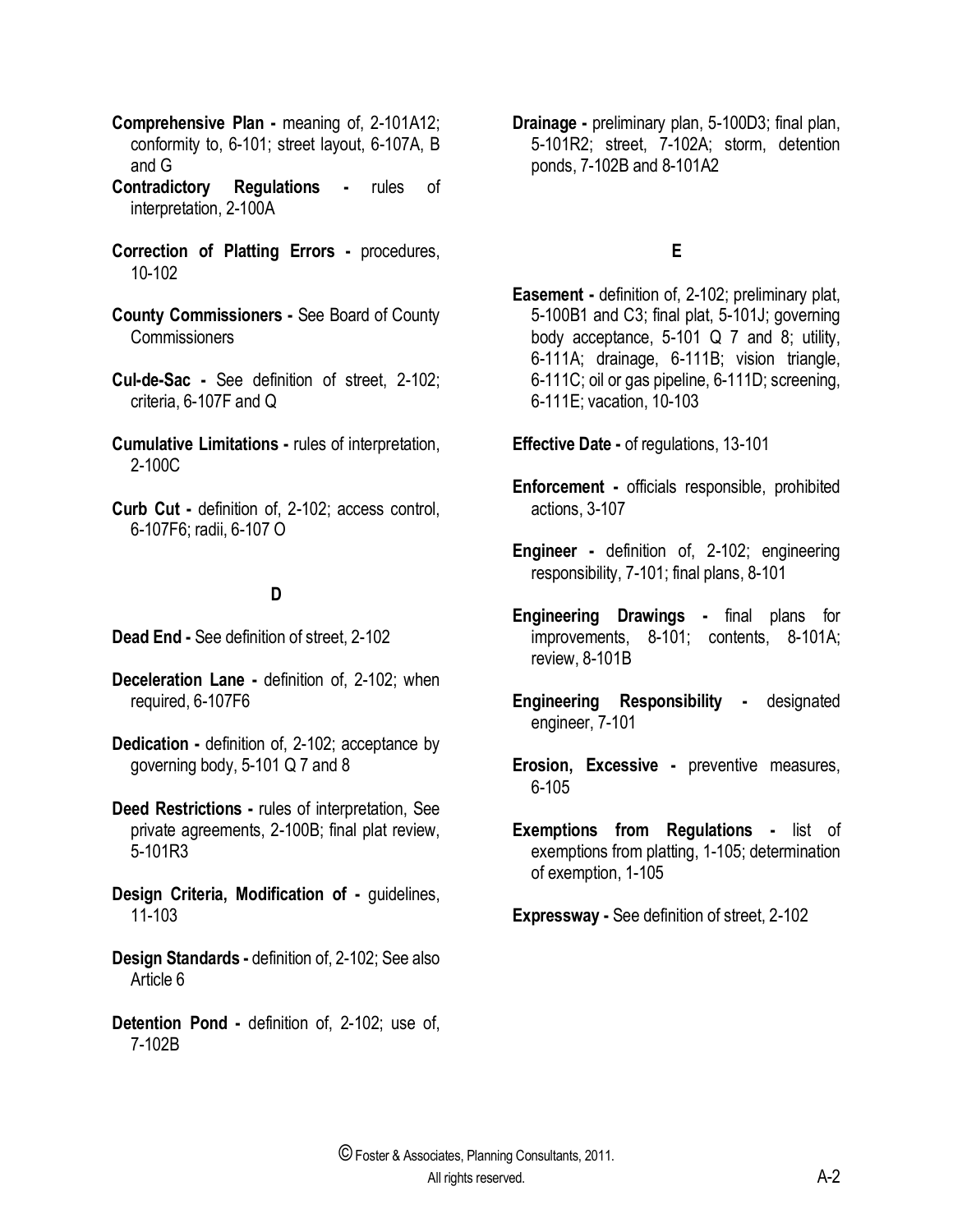**Comprehensive Plan -** meaning of, 2-101A12; conformity to, 6-101; street layout, 6-107A, B and G

**Contradictory Regulations -** rules of interpretation, 2-100A

**Correction of Platting Errors -** procedures, 10-102

**County Commissioners -** See Board of County Commissioners

**Cul-de-Sac -** See definition of street, 2-102; criteria, 6-107F and Q

**Cumulative Limitations -** rules of interpretation, 2-100C

**Curb Cut -** definition of, 2-102; access control, 6-107F6; radii, 6-107 O

## D

**Dead End -** See definition of street, 2-102

**Deceleration Lane -** definition of, 2-102; when required, 6-107F6

**Dedication -** definition of, 2-102; acceptance by governing body, 5-101 Q 7 and 8

**Deed Restrictions -** rules of interpretation, See private agreements, 2-100B; final plat review, 5-101R3

**Design Criteria, Modification of -** guidelines, 11-103

**Design Standards -** definition of, 2-102; See also Article 6

**Detention Pond -** definition of, 2-102; use of, 7-102B

**Drainage -** preliminary plan, 5-100D3; final plan, 5-101R2; street, 7-102A; storm, detention ponds, 7-102B and 8-101A2

## E

**Easement -** definition of, 2-102; preliminary plat, 5-100B1 and C3; final plat, 5-101J; governing body acceptance, 5-101 Q 7 and 8; utility, 6-111A; drainage, 6-111B; vision triangle, 6-111C; oil or gas pipeline, 6-111D; screening, 6-111E; vacation, 10-103

**Effective Date -** of regulations, 13-101

**Enforcement -** officials responsible, prohibited actions, 3-107

**Engineer -** definition of, 2-102; engineering responsibility, 7-101; final plans, 8-101

**Engineering Drawings -** final plans for improvements, 8-101; contents, 8-101A; review, 8-101B

**Engineering Responsibility -** designated engineer, 7-101

**Erosion, Excessive -** preventive measures, 6-105

**Exemptions from Regulations -** list of exemptions from platting, 1-105; determination of exemption, 1-105

**Expressway -** See definition of street, 2-102

© Foster & Associates, Planning Consultants, 2011. All rights reserved.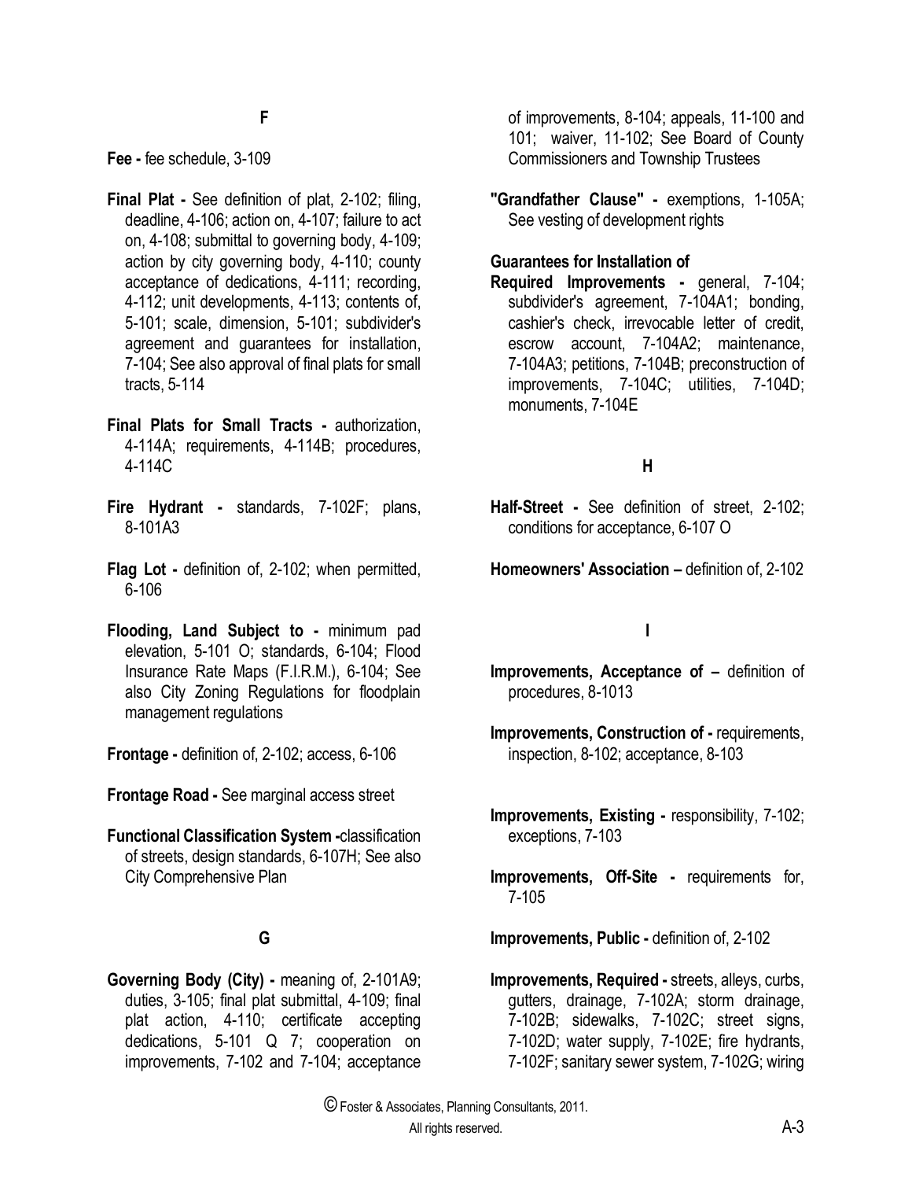## F

**Fee -** fee schedule, 3-109

**Final Plat -** See definition of plat, 2-102; filing, deadline, 4-106; action on, 4-107; failure to act on, 4-108; submittal to governing body, 4-109; action by city governing body, 4-110; county acceptance of dedications, 4-111; recording, 4-112; unit developments, 4-113; contents of, 5-101; scale, dimension, 5-101; subdivider's agreement and guarantees for installation, 7-104; See also approval of final plats for small tracts, 5-114

**Final Plats for Small Tracts -** authorization, 4-114A; requirements, 4-114B; procedures, 4-114C

**Fire Hydrant -** standards, 7-102F; plans, 8-101A3

**Flag Lot -** definition of, 2-102; when permitted, 6-106

**Flooding, Land Subject to -** minimum pad elevation, 5-101 O; standards, 6-104; Flood Insurance Rate Maps (F.I.R.M.), 6-104; See also City Zoning Regulations for floodplain management regulations

**Frontage -** definition of, 2-102; access, 6-106

**Frontage Road -** See marginal access street

**Functional Classification System -**classification of streets, design standards, 6-107H; See also City Comprehensive Plan

## G

**Governing Body (City) -** meaning of, 2-101A9; duties, 3-105; final plat submittal, 4-109; final plat action, 4-110; certificate accepting dedications, 5-101 Q 7; cooperation on improvements, 7-102 and 7-104; acceptance of improvements, 8-104; appeals, 11-100 and 101; waiver, 11-102; See Board of County Commissioners and Township Trustees

**"Grandfather Clause" -** exemptions, 1-105A; See vesting of development rights

**Guarantees for Installation of Required Improvements -** general, 7-104; subdivider's agreement, 7-104A1; bonding, cashier's check, irrevocable letter of credit, escrow account, 7-104A2; maintenance, 7-104A3; petitions, 7-104B; preconstruction of improvements, 7-104C; utilities, 7-104D; monuments, 7-104E

## H

**Half-Street -** See definition of street, 2-102; conditions for acceptance, 6-107 O

**Homeowners' Association –** definition of, 2-102

## I

**Improvements, Acceptance of –** definition of procedures, 8-1013

**Improvements, Construction of -** requirements, inspection, 8-102; acceptance, 8-103

**Improvements, Existing -** responsibility, 7-102; exceptions, 7-103

**Improvements, Off-Site -** requirements for, 7-105

**Improvements, Public -** definition of, 2-102

**Improvements, Required -** streets, alleys, curbs, gutters, drainage, 7-102A; storm drainage, 7-102B; sidewalks, 7-102C; street signs, 7-102D; water supply, 7-102E; fire hydrants, 7-102F; sanitary sewer system, 7-102G; wiring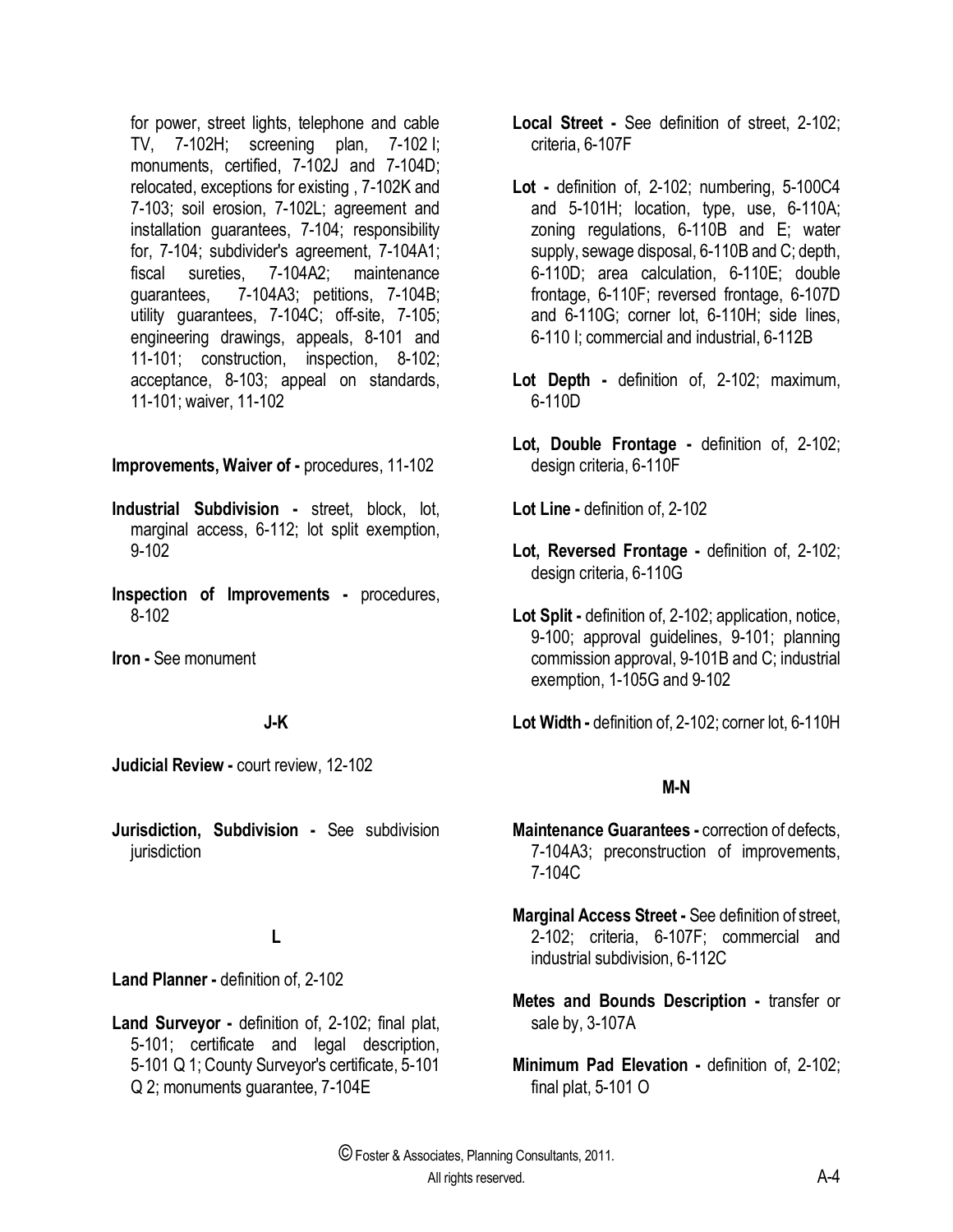for power, street lights, telephone and cable TV, 7-102H; screening plan, 7-102 I; monuments, certified, 7-102J and 7-104D; relocated, exceptions for existing , 7-102K and 7-103; soil erosion, 7-102L; agreement and installation guarantees, 7-104; responsibility for, 7-104; subdivider's agreement, 7-104A1; fiscal sureties, 7-104A2; maintenance guarantees, 7-104A3; petitions, 7-104B; utility guarantees, 7-104C; off-site, 7-105; engineering drawings, appeals, 8-101 and 11-101; construction, inspection, 8-102; acceptance, 8-103; appeal on standards, 11-101; waiver, 11-102

**Improvements, Waiver of -** procedures, 11-102

**Industrial Subdivision -** street, block, lot, marginal access, 6-112; lot split exemption, 9-102

**Inspection of Improvements -** procedures, 8-102

**Iron -** See monument

### J-K

**Judicial Review -** court review, 12-102

**Jurisdiction, Subdivision -** See subdivision jurisdiction

### L

**Land Planner -** definition of, 2-102

**Land Surveyor -** definition of, 2-102; final plat, 5-101; certificate and legal description, 5-101 Q 1; County Surveyor's certificate, 5-101 Q 2; monuments guarantee, 7-104E

**Local Street -** See definition of street, 2-102; criteria, 6-107F

**Lot -** definition of, 2-102; numbering, 5-100C4 and 5-101H; location, type, use, 6-110A; zoning regulations, 6-110B and E; water supply, sewage disposal, 6-110B and C; depth, 6-110D; area calculation, 6-110E; double frontage, 6-110F; reversed frontage, 6-107D and 6-110G; corner lot, 6-110H; side lines, 6-110 I; commercial and industrial, 6-112B

**Lot Depth -** definition of, 2-102; maximum, 6-110D

**Lot, Double Frontage -** definition of, 2-102; design criteria, 6-110F

**Lot Line -** definition of, 2-102

**Lot, Reversed Frontage -** definition of, 2-102; design criteria, 6-110G

**Lot Split -** definition of, 2-102; application, notice, 9-100; approval guidelines, 9-101; planning commission approval, 9-101B and C; industrial exemption, 1-105G and 9-102

**Lot Width -** definition of, 2-102; corner lot, 6-110H

### M-N

**Maintenance Guarantees -** correction of defects, 7-104A3; preconstruction of improvements, 7-104C

**Marginal Access Street -** See definition of street, 2-102; criteria, 6-107F; commercial and industrial subdivision, 6-112C

**Metes and Bounds Description -** transfer or sale by, 3-107A

**Minimum Pad Elevation -** definition of, 2-102; final plat, 5-101 O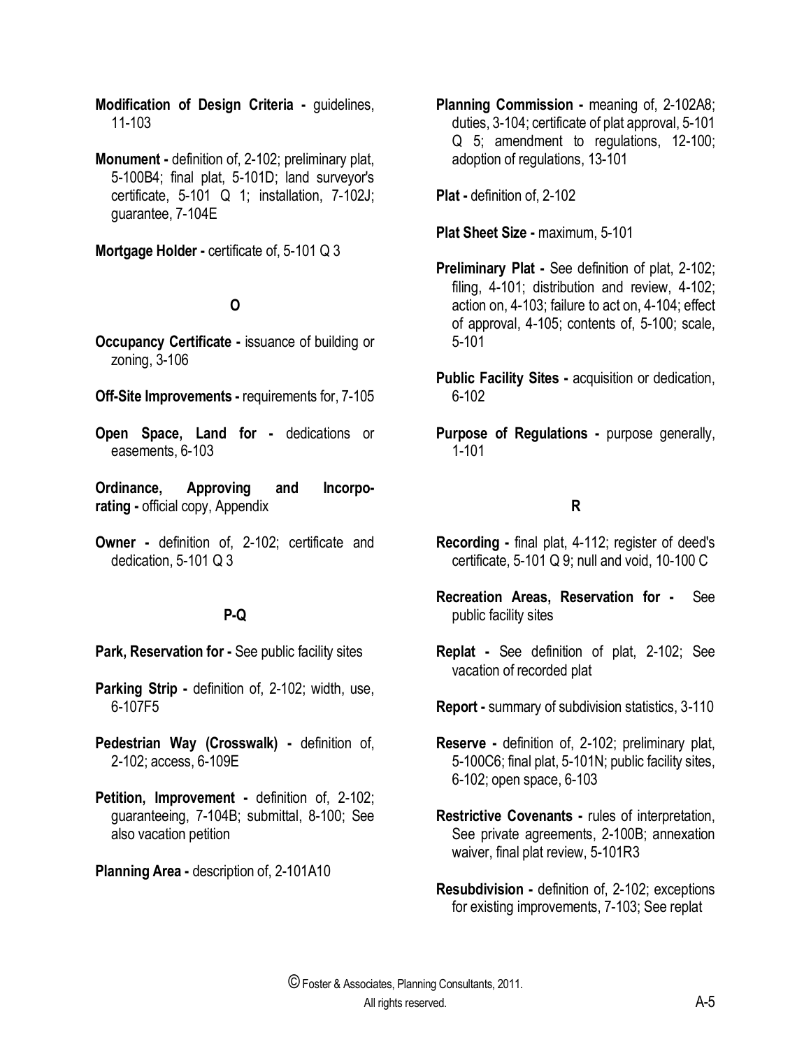**Modification of Design Criteria -** guidelines, 11-103

**Monument -** definition of, 2-102; preliminary plat, 5-100B4; final plat, 5-101D; land surveyor's certificate, 5-101 Q 1; installation, 7-102J; guarantee, 7-104E

**Mortgage Holder -** certificate of, 5-101 Q 3

### O

**Occupancy Certificate -** issuance of building or zoning, 3-106

**Off-Site Improvements -** requirements for, 7-105

**Open Space, Land for -** dedications or easements, 6-103

**Ordinance, Approving and Incorporating -** official copy, Appendix

**Owner -** definition of, 2-102; certificate and dedication, 5-101 Q 3

### P-Q

**Park, Reservation for -** See public facility sites

**Parking Strip -** definition of, 2-102; width, use, 6-107F5

**Pedestrian Way (Crosswalk) -** definition of, 2-102; access, 6-109E

**Petition, Improvement -** definition of, 2-102; guaranteeing, 7-104B; submittal, 8-100; See also vacation petition

**Planning Area -** description of, 2-101A10

**Planning Commission -** meaning of, 2-102A8; duties, 3-104; certificate of plat approval, 5-101 Q 5; amendment to regulations, 12-100; adoption of regulations, 13-101

**Plat -** definition of, 2-102

**Plat Sheet Size -** maximum, 5-101

**Preliminary Plat -** See definition of plat, 2-102; filing, 4-101; distribution and review, 4-102; action on, 4-103; failure to act on, 4-104; effect of approval, 4-105; contents of, 5-100; scale, 5-101

**Public Facility Sites -** acquisition or dedication, 6-102

**Purpose of Regulations -** purpose generally, 1-101

### R

**Recording -** final plat, 4-112; register of deed's certificate, 5-101 Q 9; null and void, 10-100 C

**Recreation Areas, Reservation for -** See public facility sites

**Replat -** See definition of plat, 2-102; See vacation of recorded plat

**Report -** summary of subdivision statistics, 3-110

**Reserve -** definition of, 2-102; preliminary plat, 5-100C6; final plat, 5-101N; public facility sites, 6-102; open space, 6-103

**Restrictive Covenants -** rules of interpretation, See private agreements, 2-100B; annexation waiver, final plat review, 5-101R3

**Resubdivision -** definition of, 2-102; exceptions for existing improvements, 7-103; See replat

© Foster & Associates, Planning Consultants, 2011. All rights reserved.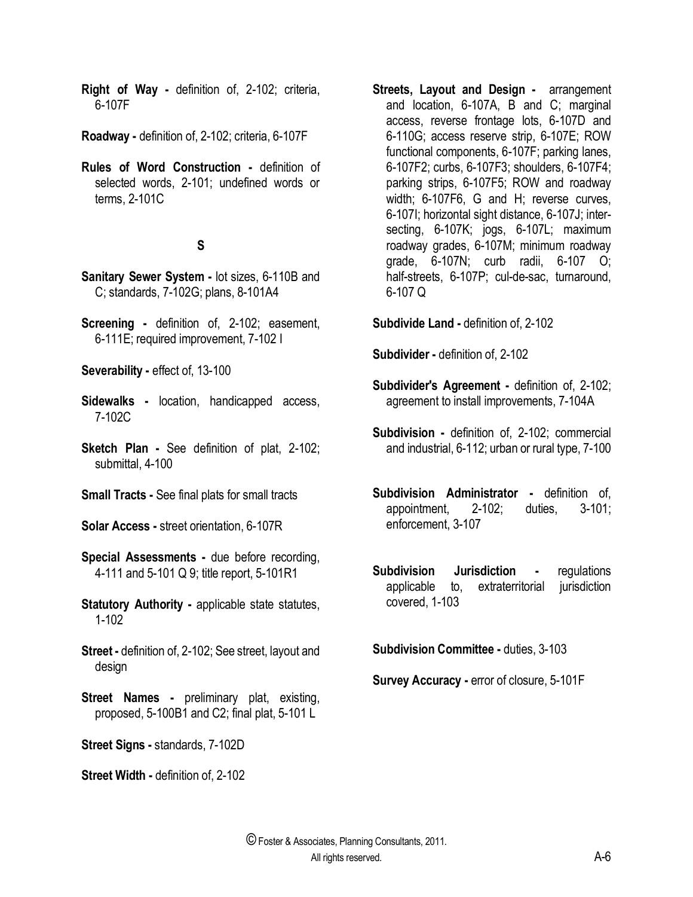**Right of Way -** definition of, 2-102; criteria, 6-107F

**Roadway -** definition of, 2-102; criteria, 6-107F

**Rules of Word Construction -** definition of selected words, 2-101; undefined words or terms, 2-101C

### S

**Sanitary Sewer System -** lot sizes, 6-110B and C; standards, 7-102G; plans, 8-101A4

**Screening -** definition of, 2-102; easement, 6-111E; required improvement, 7-102 I

**Severability -** effect of, 13-100

**Sidewalks -** location, handicapped access, 7-102C

**Sketch Plan -** See definition of plat, 2-102; submittal, 4-100

**Small Tracts -** See final plats for small tracts

**Solar Access -** street orientation, 6-107R

**Special Assessments -** due before recording, 4-111 and 5-101 Q 9; title report, 5-101R1

**Statutory Authority -** applicable state statutes, 1-102

**Street -** definition of, 2-102; See street, layout and design

**Street Names -** preliminary plat, existing, proposed, 5-100B1 and C2; final plat, 5-101 L

**Street Signs -** standards, 7-102D

**Street Width -** definition of, 2-102

**Streets, Layout and Design -** arrangement and location, 6-107A, B and C; marginal access, reverse frontage lots, 6-107D and 6-110G; access reserve strip, 6-107E; ROW functional components, 6-107F; parking lanes, 6-107F2; curbs, 6-107F3; shoulders, 6-107F4; parking strips, 6-107F5; ROW and roadway width; 6-107F6, G and H; reverse curves, 6-107I; horizontal sight distance, 6-107J; intersecting, 6-107K; jogs, 6-107L; maximum roadway grades, 6-107M; minimum roadway grade, 6-107N; curb radii, 6-107 O; half-streets, 6-107P; cul-de-sac, turnaround, 6-107 Q

**Subdivide Land -** definition of, 2-102

**Subdivider -** definition of, 2-102

**Subdivider's Agreement -** definition of, 2-102; agreement to install improvements, 7-104A

**Subdivision -** definition of, 2-102; commercial and industrial, 6-112; urban or rural type, 7-100

**Subdivision Administrator -** definition of, appointment, 2-102; duties, 3-101; enforcement, 3-107

**Subdivision Jurisdiction -** regulations applicable to, extraterritorial jurisdiction covered, 1-103

**Subdivision Committee -** duties, 3-103

**Survey Accuracy -** error of closure, 5-101F

© Foster & Associates, Planning Consultants, 2011.
All rights reserved.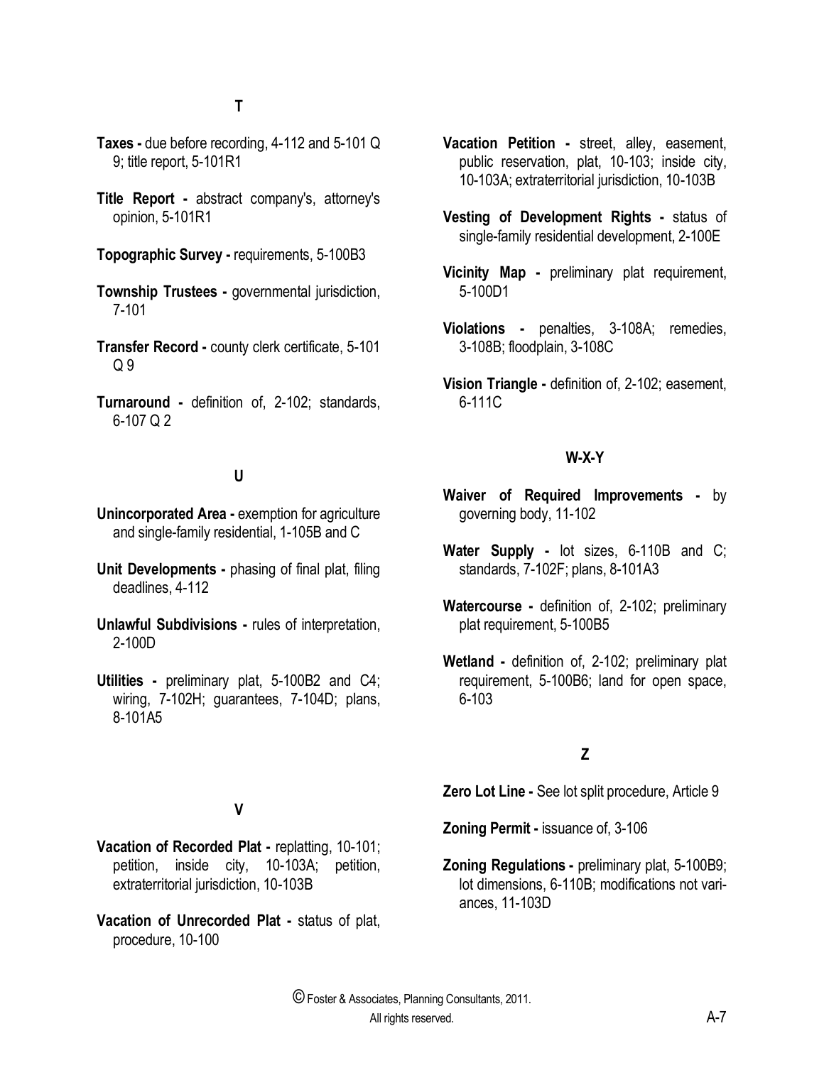## T

**Taxes -** due before recording, 4-112 and 5-101 Q 9; title report, 5-101R1

**Title Report -** abstract company's, attorney's opinion, 5-101R1

**Topographic Survey -** requirements, 5-100B3

**Township Trustees -** governmental jurisdiction, 7-101

**Transfer Record -** county clerk certificate, 5-101 Q 9

**Turnaround -** definition of, 2-102; standards, 6-107 Q 2

## U

**Unincorporated Area -** exemption for agriculture and single-family residential, 1-105B and C

**Unit Developments -** phasing of final plat, filing deadlines, 4-112

**Unlawful Subdivisions -** rules of interpretation, 2-100D

**Utilities -** preliminary plat, 5-100B2 and C4; wiring, 7-102H; guarantees, 7-104D; plans, 8-101A5

## V

**Vacation of Recorded Plat -** replatting, 10-101; petition, inside city, 10-103A; petition, extraterritorial jurisdiction, 10-103B

**Vacation of Unrecorded Plat -** status of plat, procedure, 10-100

**Vacation Petition -** street, alley, easement, public reservation, plat, 10-103; inside city, 10-103A; extraterritorial jurisdiction, 10-103B

**Vesting of Development Rights -** status of single-family residential development, 2-100E

**Vicinity Map -** preliminary plat requirement, 5-100D1

**Violations -** penalties, 3-108A; remedies, 3-108B; floodplain, 3-108C

**Vision Triangle -** definition of, 2-102; easement, 6-111C

## W-X-Y

**Waiver of Required Improvements -** by governing body, 11-102

**Water Supply -** lot sizes, 6-110B and C; standards, 7-102F; plans, 8-101A3

**Watercourse -** definition of, 2-102; preliminary plat requirement, 5-100B5

**Wetland -** definition of, 2-102; preliminary plat requirement, 5-100B6; land for open space, 6-103

## Z

**Zero Lot Line -** See lot split procedure, Article 9

**Zoning Permit -** issuance of, 3-106

**Zoning Regulations -** preliminary plat, 5-100B9; lot dimensions, 6-110B; modifications not variances, 11-103D

© Foster & Associates, Planning Consultants, 2011.
All rights reserved.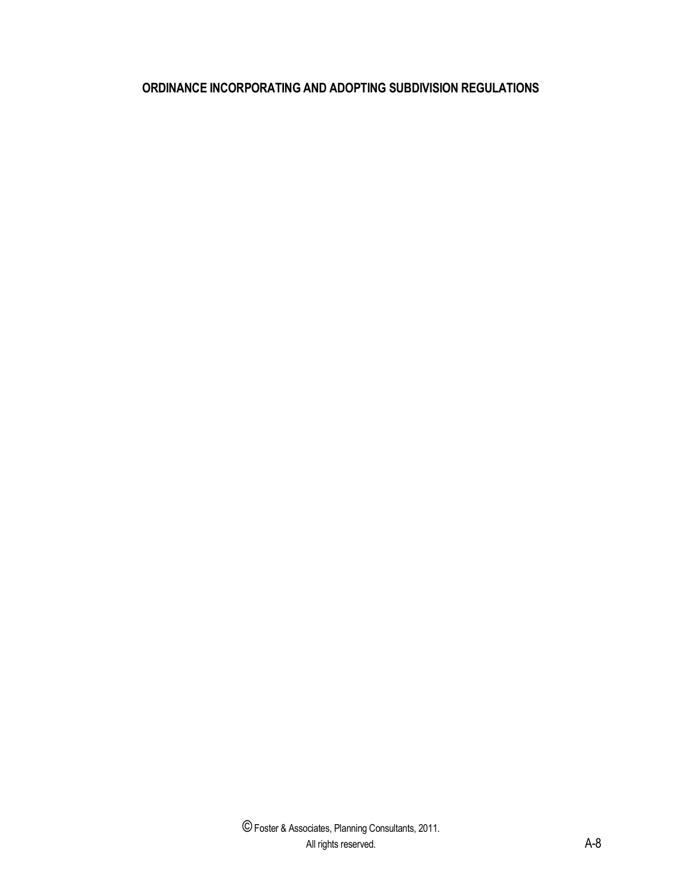**ORDINANCE INCORPORATING AND ADOPTING SUBDIVISION REGULATIONS**

© Foster & Associates, Planning Consultants, 2011.
All rights reserved.